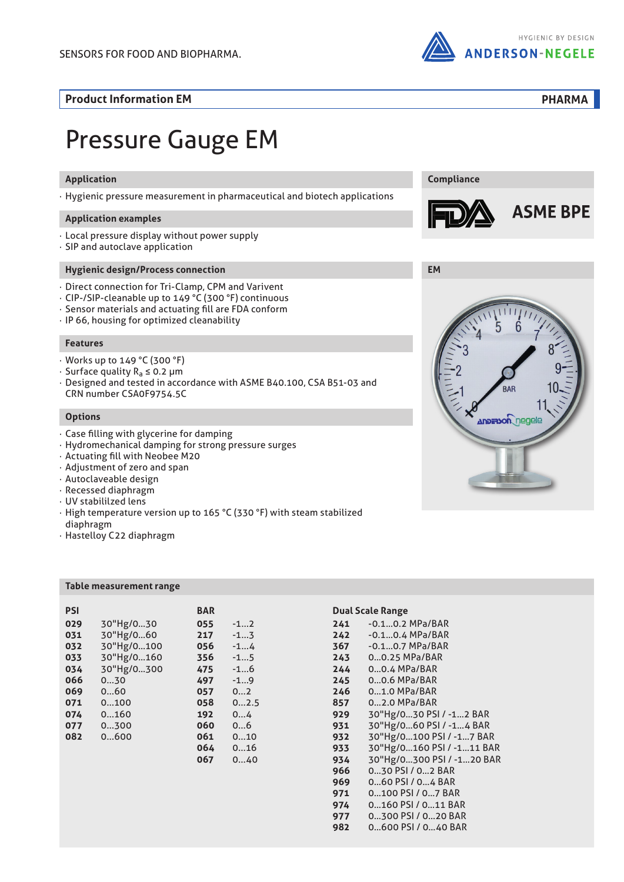SENSORS FOR FOOD AND BIOPHARMA.

HYGIENIC BY DESIGN
ANDERSON-NEGELE

**Product Information EM** **PHARMA**

# Pressure Gauge EM

## Application

- Hygienic pressure measurement in pharmaceutical and biotech applications

## Application examples

- Local pressure display without power supply
- SIP and autoclave application

## Hygienic design/Process connection

- Direct connection for Tri-Clamp, CPM and Varivent
- CIP-/SIP-cleanable up to 149 °C (300 °F) continuous
- Sensor materials and actuating fill are FDA conform
- IP 66, housing for optimized cleanability

## Features

- Works up to 149 °C (300 °F)
- Surface quality $R_a \leq 0.2$ µm
- Designed and tested in accordance with ASME B40.100, CSA B51-03 and CRN number CSA0F9754.5C

## Options

- Case filling with glycerine for damping
- Hydromechanical damping for strong pressure surges
- Actuating fill with Neobee M20
- Adjustment of zero and span
- Autoclaveable design
- Recessed diaphragm
- UV stabililzed lens
- High temperature version up to 165 °C (330 °F) with steam stabilized diaphragm
- Hastelloy C22 diaphragm

## Compliance

FDA ASME BPE

## EM

## Table measurement range

| PSI | | BAR | | Dual Scale Range | |
|---|---|---|---|---|---|
| **029** | 30"Hg/0...30 | **055** | -1...2 | **241** | -0.1...0.2 MPa/BAR |
| **031** | 30"Hg/0...60 | **217** | -1...3 | **242** | -0.1...0.4 MPa/BAR |
| **032** | 30"Hg/0...100 | **056** | -1...4 | **367** | -0.1...0.7 MPa/BAR |
| **033** | 30"Hg/0...160 | **356** | -1...5 | **243** | 0...0.25 MPa/BAR |
| **034** | 30"Hg/0...300 | **475** | -1...6 | **244** | 0...0.4 MPa/BAR |
| **066** | 0...30 | **497** | -1...9 | **245** | 0...0.6 MPa/BAR |
| **069** | 0...60 | **057** | 0...2 | **246** | 0...1.0 MPa/BAR |
| **071** | 0...100 | **058** | 0...2.5 | **857** | 0...2.0 MPa/BAR |
| **074** | 0...160 | **192** | 0...4 | **929** | 30"Hg/0...30 PSI / -1...2 BAR |
| **077** | 0...300 | **060** | 0...6 | **931** | 30"Hg/0...60 PSI / -1...4 BAR |
| **082** | 0...600 | **061** | 0...10 | **932** | 30"Hg/0...100 PSI / -1...7 BAR |
| | | **064** | 0...16 | **933** | 30"Hg/0...160 PSI / -1...11 BAR |
| | | **067** | 0...40 | **934** | 30"Hg/0...300 PSI / -1...20 BAR |
| | | | | **966** | 0...30 PSI / 0...2 BAR |
| | | | | **969** | 0...60 PSI / 0...4 BAR |
| | | | | **971** | 0...100 PSI / 0...7 BAR |
| | | | | **974** | 0...160 PSI / 0...11 BAR |
| | | | | **977** | 0...300 PSI / 0...20 BAR |
| | | | | **982** | 0...600 PSI / 0...40 BAR |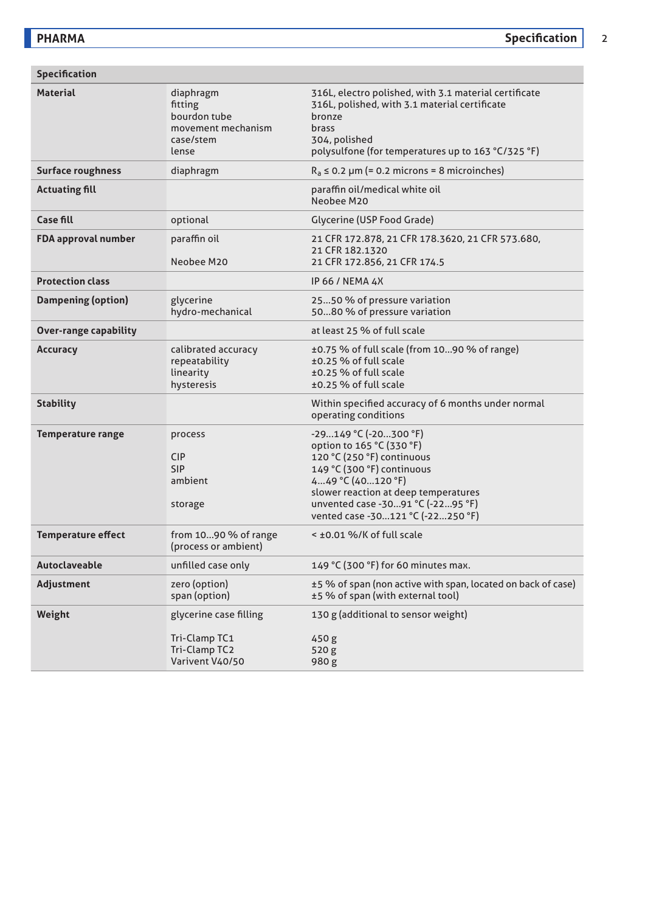## Specification

| Specification | | |
|---|---|---|
| **Material** | diaphragm<br>fitting<br>bourdon tube<br>movement mechanism<br>case/stem<br>lense | 316L, electro polished, with 3.1 material certificate<br>316L, polished, with 3.1 material certificate<br>bronze<br>brass<br>304, polished<br>polysulfone (for temperatures up to 163 °C/325 °F) |
| **Surface roughness** | diaphragm | $R_a \leq 0.2$ µm (= 0.2 microns = 8 microinches) |
| **Actuating fill** | | paraffin oil/medical white oil<br>Neobee M20 |
| **Case fill** | optional | Glycerine (USP Food Grade) |
| **FDA approval number** | paraffin oil<br><br>Neobee M20 | 21 CFR 172.878, 21 CFR 178.3620, 21 CFR 573.680, 21 CFR 182.1320<br>21 CFR 172.856, 21 CFR 174.5 |
| **Protection class** | | IP 66 / NEMA 4X |
| **Dampening (option)** | glycerine<br>hydro-mechanical | 25…50 % of pressure variation<br>50…80 % of pressure variation |
| **Over-range capability** | | at least 25 % of full scale |
| **Accuracy** | calibrated accuracy<br>repeatability<br>linearity<br>hysteresis | ±0.75 % of full scale (from 10…90 % of range)<br>±0.25 % of full scale<br>±0.25 % of full scale<br>±0.25 % of full scale |
| **Stability** | | Within specified accuracy of 6 months under normal operating conditions |
| **Temperature range** | process<br><br>CIP<br>SIP<br>ambient<br><br>storage | -29…149 °C (-20…300 °F)<br>option to 165 °C (330 °F)<br>120 °C (250 °F) continuous<br>149 °C (300 °F) continuous<br>4…49 °C (40…120 °F)<br>slower reaction at deep temperatures<br>unvented case -30…91 °C (-22…95 °F)<br>vented case -30…121 °C (-22…250 °F) |
| **Temperature effect** | from 10…90 % of range (process or ambient) | < ±0.01 %/K of full scale |
| **Autoclaveable** | unfilled case only | 149 °C (300 °F) for 60 minutes max. |
| **Adjustment** | zero (option)<br>span (option) | ±5 % of span (non active with span, located on back of case)<br>±5 % of span (with external tool) |
| **Weight** | glycerine case filling<br><br>Tri-Clamp TC1<br>Tri-Clamp TC2<br>Varivent V40/50 | 130 g (additional to sensor weight)<br><br>450 g<br>520 g<br>980 g |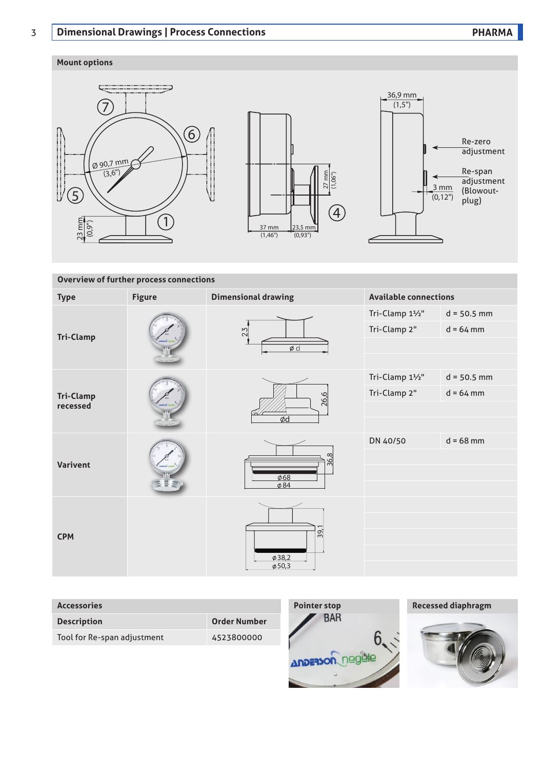# Dimensional Drawings | Process Connections

## Mount options

Ø 90,7 mm (3,6")

23 mm (0,9")

37 mm (1,46")

23,5 mm (0,93")

27 mm (1,06")

36,9 mm (1,5")

Re-zero adjustment

Re-span adjustment (Blowout-plug)

3 mm (0,12")

## Overview of further process connections

| Type | Figure | Dimensional drawing | Available connections | |
|---|---|---|---|---|
| Tri-Clamp | | 23; ø d | Tri-Clamp 1½" | d = 50.5 mm |
| | | | Tri-Clamp 2" | d = 64 mm |
| Tri-Clamp recessed | | 26,6; ød | Tri-Clamp 1½" | d = 50.5 mm |
| | | | Tri-Clamp 2" | d = 64 mm |
| Varivent | | 36,8; ø68; ø84 | DN 40/50 | d = 68 mm |
| CPM | | 39,1; ø38,2; ø50,3 | | |

## Accessories

| Description | Order Number |
|---|---|
| Tool for Re-span adjustment | 4523800000 |

## Pointer stop

## Recessed diaphragm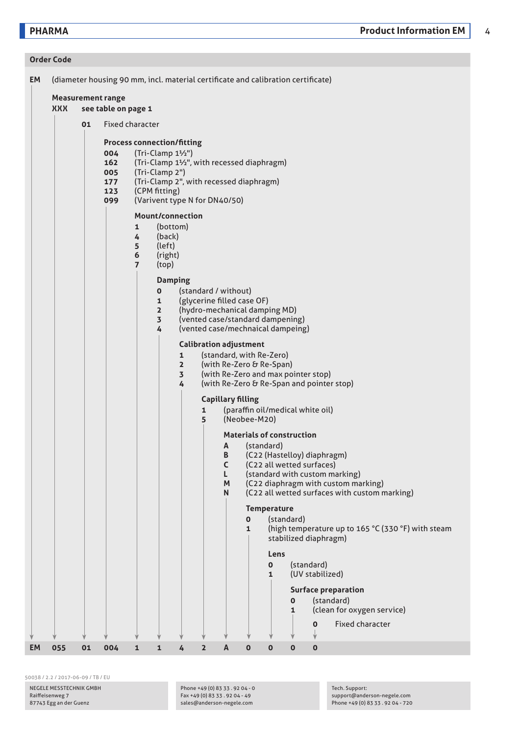## Order Code

**EM** (diameter housing 90 mm, incl. material certificate and calibration certificate)

**Measurement range**

**XXX** see table on page 1

**01** Fixed character

**Process connection/fitting**

- **004** (Tri-Clamp 1½")
- **162** (Tri-Clamp 1½", with recessed diaphragm)
- **005** (Tri-Clamp 2")
- **177** (Tri-Clamp 2", with recessed diaphragm)
- **123** (CPM fitting)
- **099** (Varivent type N for DN40/50)

**Mount/connection**

- **1** (bottom)
- **4** (back)
- **5** (left)
- **6** (right)
- **7** (top)

**Damping**

- **0** (standard / without)
- **1** (glycerine filled case OF)
- **2** (hydro-mechanical damping MD)
- **3** (vented case/standard dampening)
- **4** (vented case/mechnaical dampeing)

**Calibration adjustment**

- **1** (standard, with Re-Zero)
- **2** (with Re-Zero & Re-Span)
- **3** (with Re-Zero and max pointer stop)
- **4** (with Re-Zero & Re-Span and pointer stop)

**Capillary filling**

- **1** (paraffin oil/medical white oil)
- **5** (Neobee-M20)

**Materials of construction**

- **A** (standard)
- **B** (C22 (Hastelloy) diaphragm)
- **C** (C22 all wetted surfaces)
- **L** (standard with custom marking)
- **M** (C22 diaphragm with custom marking)
- **N** (C22 all wetted surfaces with custom marking)

**Temperature**

- **0** (standard)
- **1** (high temperature up to 165 °C (330 °F) with steam stabilized diaphragm)

**Lens**

- **0** (standard)
- **1** (UV stabilized)

**Surface preparation**

- **0** (standard)
- **1** (clean for oxygen service)

**0** Fixed character

| | | | | | | | | | | | | |
|---|---|---|---|---|---|---|---|---|---|---|---|---|
| **EM** | **055** | **01** | **004** | **1** | **1** | **4** | **2** | **A** | **0** | **0** | **0** | **0** |

50038 / 2.2 / 2017-06-09 / TB / EU

NEGELE MESSTECHNIK GMBH
Raiffeisenweg 7
87743 Egg an der Guenz

Phone +49 (0) 83 33 . 92 04 - 0
Fax +49 (0) 83 33 . 92 04 - 49
sales@anderson-negele.com

Tech. Support:
support@anderson-negele.com
Phone +49 (0) 83 33 . 92 04 - 720